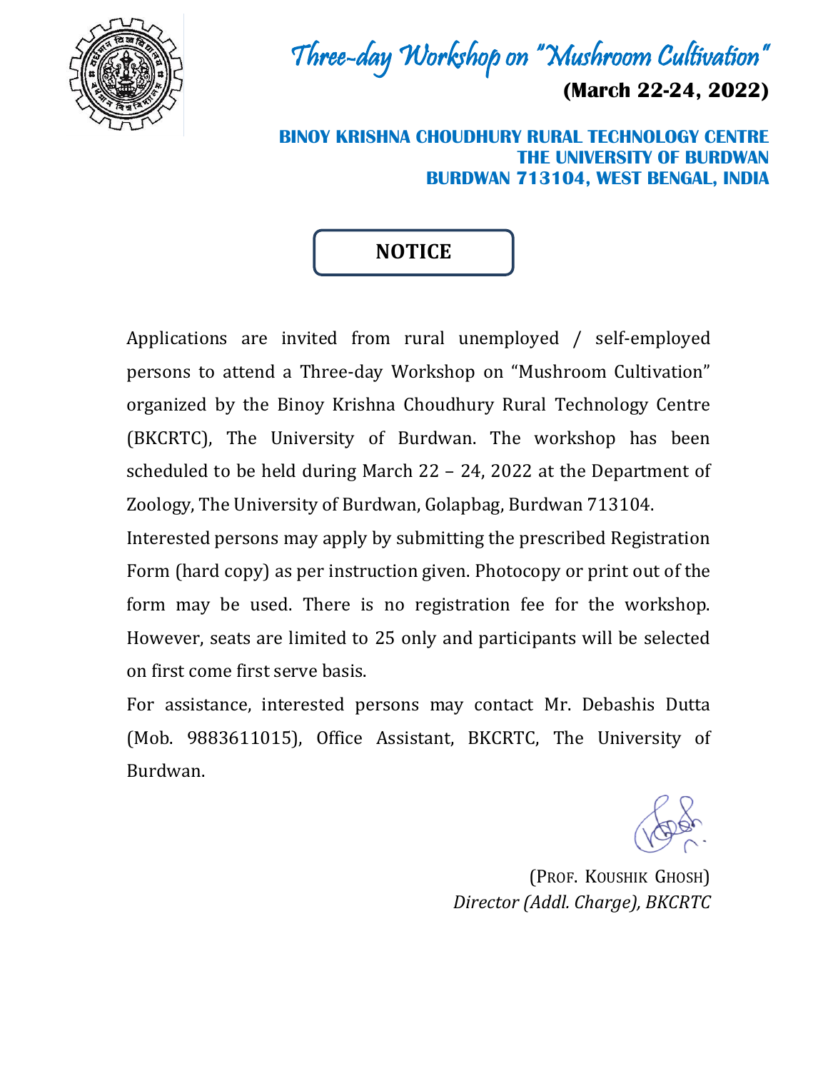# Three-day Workshop on "Mushroom Cultivation"

**(March 22-24, 2022)**

**BINOY KRISHNA CHOUDHURY RURAL TECHNOLOGY CENTRE**
**THE UNIVERSITY OF BURDWAN**
**BURDWAN 713104, WEST BENGAL, INDIA**

## NOTICE

Applications are invited from rural unemployed / self-employed persons to attend a Three-day Workshop on "Mushroom Cultivation" organized by the Binoy Krishna Choudhury Rural Technology Centre (BKCRTC), The University of Burdwan. The workshop has been scheduled to be held during March 22 – 24, 2022 at the Department of Zoology, The University of Burdwan, Golapbag, Burdwan 713104.

Interested persons may apply by submitting the prescribed Registration Form (hard copy) as per instruction given. Photocopy or print out of the form may be used. There is no registration fee for the workshop. However, seats are limited to 25 only and participants will be selected on first come first serve basis.

For assistance, interested persons may contact Mr. Debashis Dutta (Mob. 9883611015), Office Assistant, BKCRTC, The University of Burdwan.

(PROF. KOUSHIK GHOSH)
*Director (Addl. Charge), BKCRTC*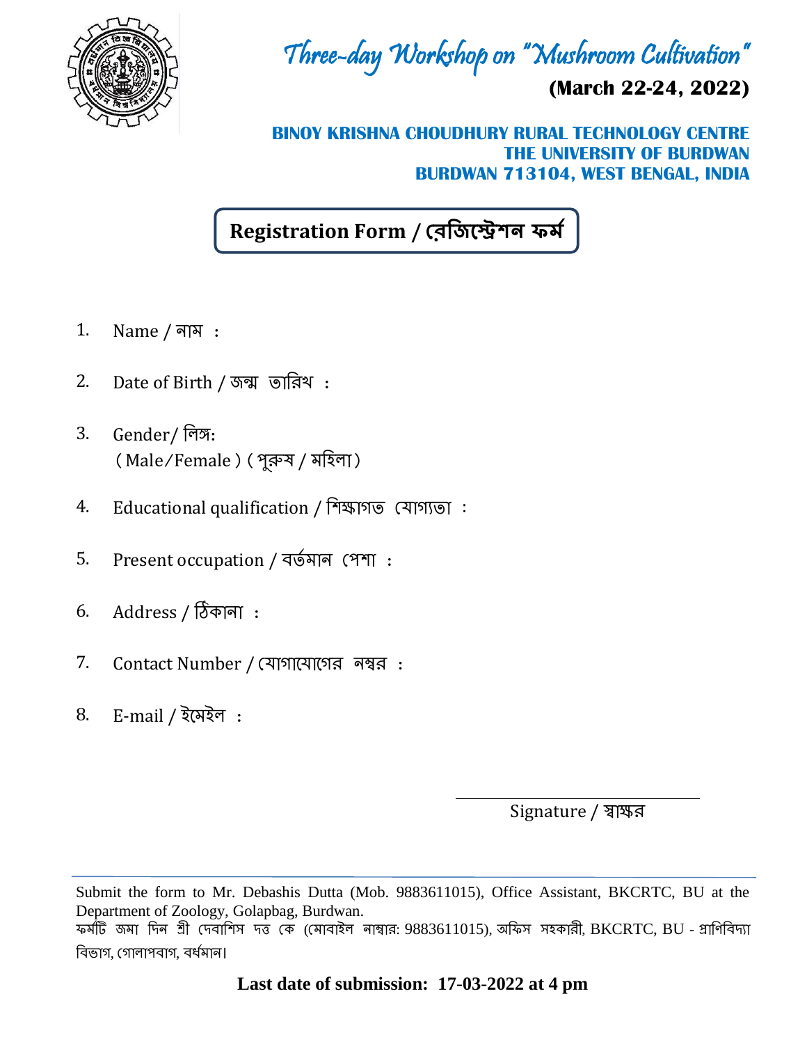# Three-day Workshop on "Mushroom Cultivation"

**(March 22-24, 2022)**

**BINOY KRISHNA CHOUDHURY RURAL TECHNOLOGY CENTRE**
**THE UNIVERSITY OF BURDWAN**
**BURDWAN 713104, WEST BENGAL, INDIA**

## Registration Form / রেজিস্ট্রেশন ফর্ম

1. Name / নাম :
2. Date of Birth / জন্ম তারিখ :
3. Gender/ লিঙ্গ:
   ( Male/Female ) ( পুরুষ / মহিলা )
4. Educational qualification / শিক্ষাগত যোগ্যতা :
5. Present occupation / বর্তমান পেশা :
6. Address / ঠিকানা :
7. Contact Number / যোগাযোগের নম্বর :
8. E-mail / ইমেইল :

Signature / স্বাক্ষর

---

Submit the form to Mr. Debashis Dutta (Mob. 9883611015), Office Assistant, BKCRTC, BU at the Department of Zoology, Golapbag, Burdwan.
ফর্মটি জমা দিন শ্রী দেবাশিস দত্ত কে (মোবাইল নাম্বার: 9883611015), অফিস সহকারী, BKCRTC, BU - প্রাণিবিদ্যা বিভাগ, গোলাপবাগ, বর্ধমান।

**Last date of submission: 17-03-2022 at 4 pm**